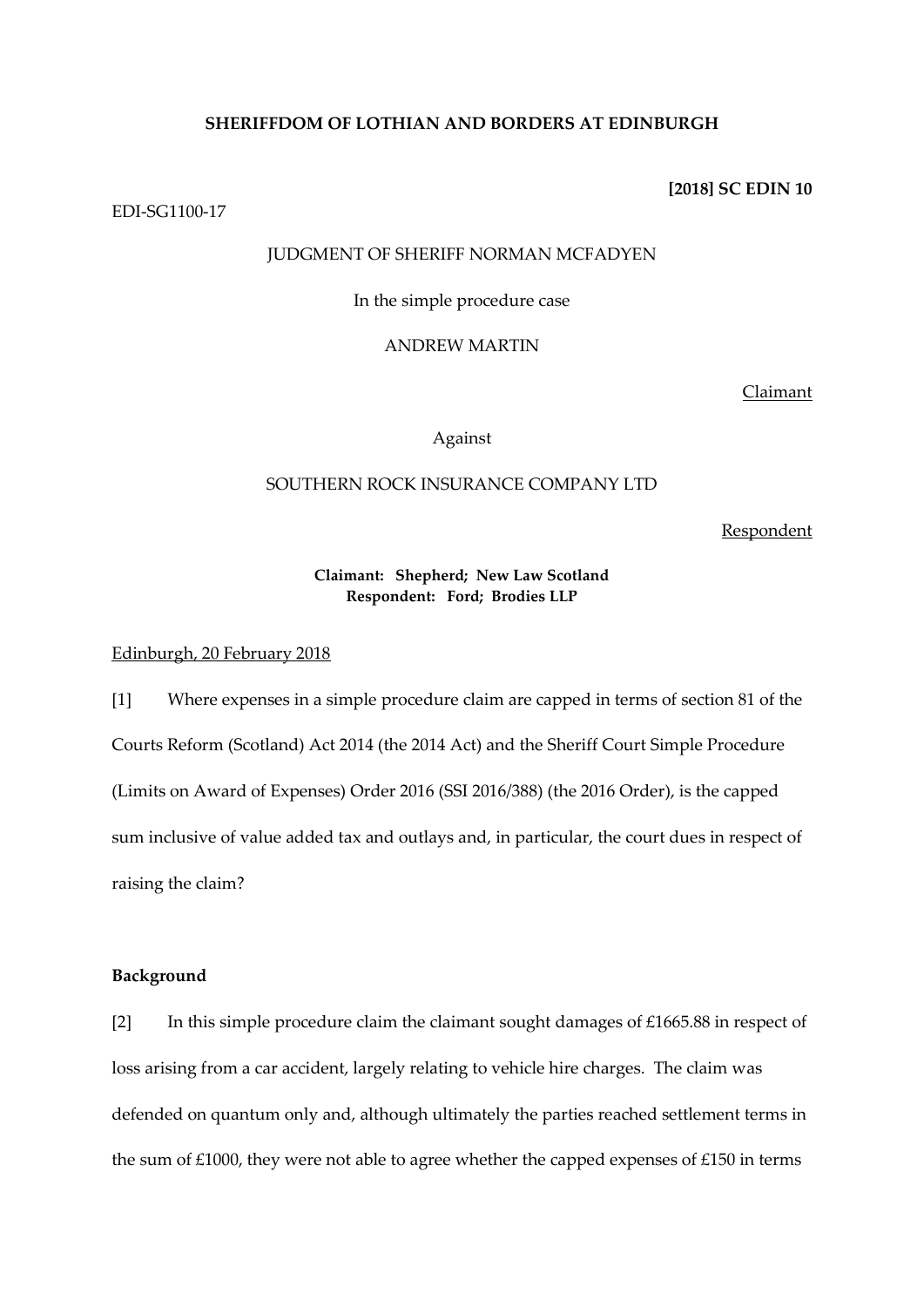**SHERIFFDOM OF LOTHIAN AND BORDERS AT EDINBURGH**

**[2018] SC EDIN 10**

EDI-SG1100-17

JUDGMENT OF SHERIFF NORMAN MCFADYEN

In the simple procedure case

ANDREW MARTIN

Claimant

Against

SOUTHERN ROCK INSURANCE COMPANY LTD

Respondent

**Claimant: Shepherd; New Law Scotland**
**Respondent: Ford; Brodies LLP**

Edinburgh, 20 February 2018

[1] Where expenses in a simple procedure claim are capped in terms of section 81 of the Courts Reform (Scotland) Act 2014 (the 2014 Act) and the Sheriff Court Simple Procedure (Limits on Award of Expenses) Order 2016 (SSI 2016/388) (the 2016 Order), is the capped sum inclusive of value added tax and outlays and, in particular, the court dues in respect of raising the claim?

**Background**

[2] In this simple procedure claim the claimant sought damages of £1665.88 in respect of loss arising from a car accident, largely relating to vehicle hire charges. The claim was defended on quantum only and, although ultimately the parties reached settlement terms in the sum of £1000, they were not able to agree whether the capped expenses of £150 in terms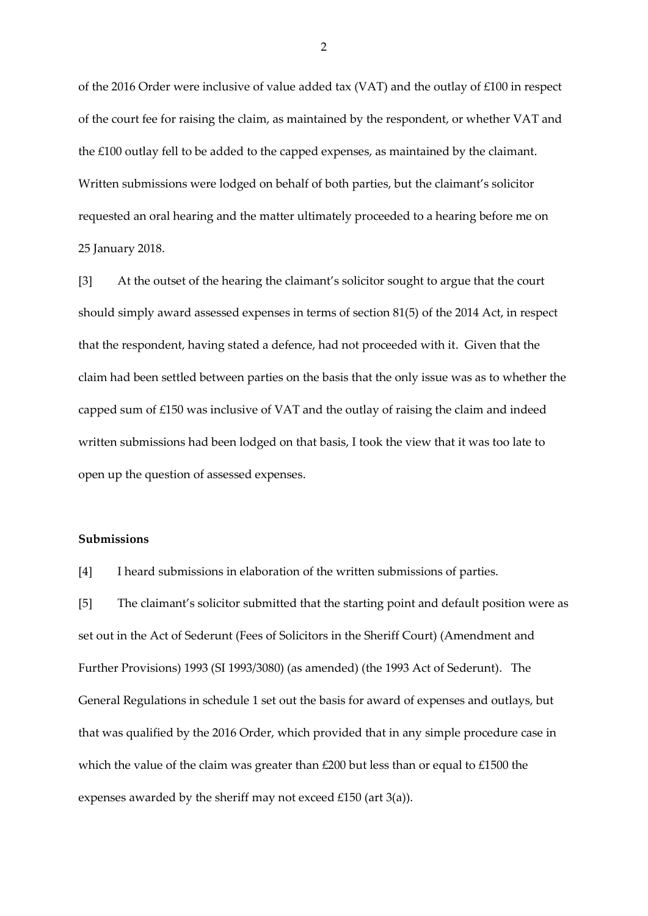of the 2016 Order were inclusive of value added tax (VAT) and the outlay of £100 in respect of the court fee for raising the claim, as maintained by the respondent, or whether VAT and the £100 outlay fell to be added to the capped expenses, as maintained by the claimant. Written submissions were lodged on behalf of both parties, but the claimant's solicitor requested an oral hearing and the matter ultimately proceeded to a hearing before me on 25 January 2018.

[3] At the outset of the hearing the claimant's solicitor sought to argue that the court should simply award assessed expenses in terms of section 81(5) of the 2014 Act, in respect that the respondent, having stated a defence, had not proceeded with it. Given that the claim had been settled between parties on the basis that the only issue was as to whether the capped sum of £150 was inclusive of VAT and the outlay of raising the claim and indeed written submissions had been lodged on that basis, I took the view that it was too late to open up the question of assessed expenses.

**Submissions**

[4] I heard submissions in elaboration of the written submissions of parties.

[5] The claimant's solicitor submitted that the starting point and default position were as set out in the Act of Sederunt (Fees of Solicitors in the Sheriff Court) (Amendment and Further Provisions) 1993 (SI 1993/3080) (as amended) (the 1993 Act of Sederunt). The General Regulations in schedule 1 set out the basis for award of expenses and outlays, but that was qualified by the 2016 Order, which provided that in any simple procedure case in which the value of the claim was greater than £200 but less than or equal to £1500 the expenses awarded by the sheriff may not exceed £150 (art 3(a)).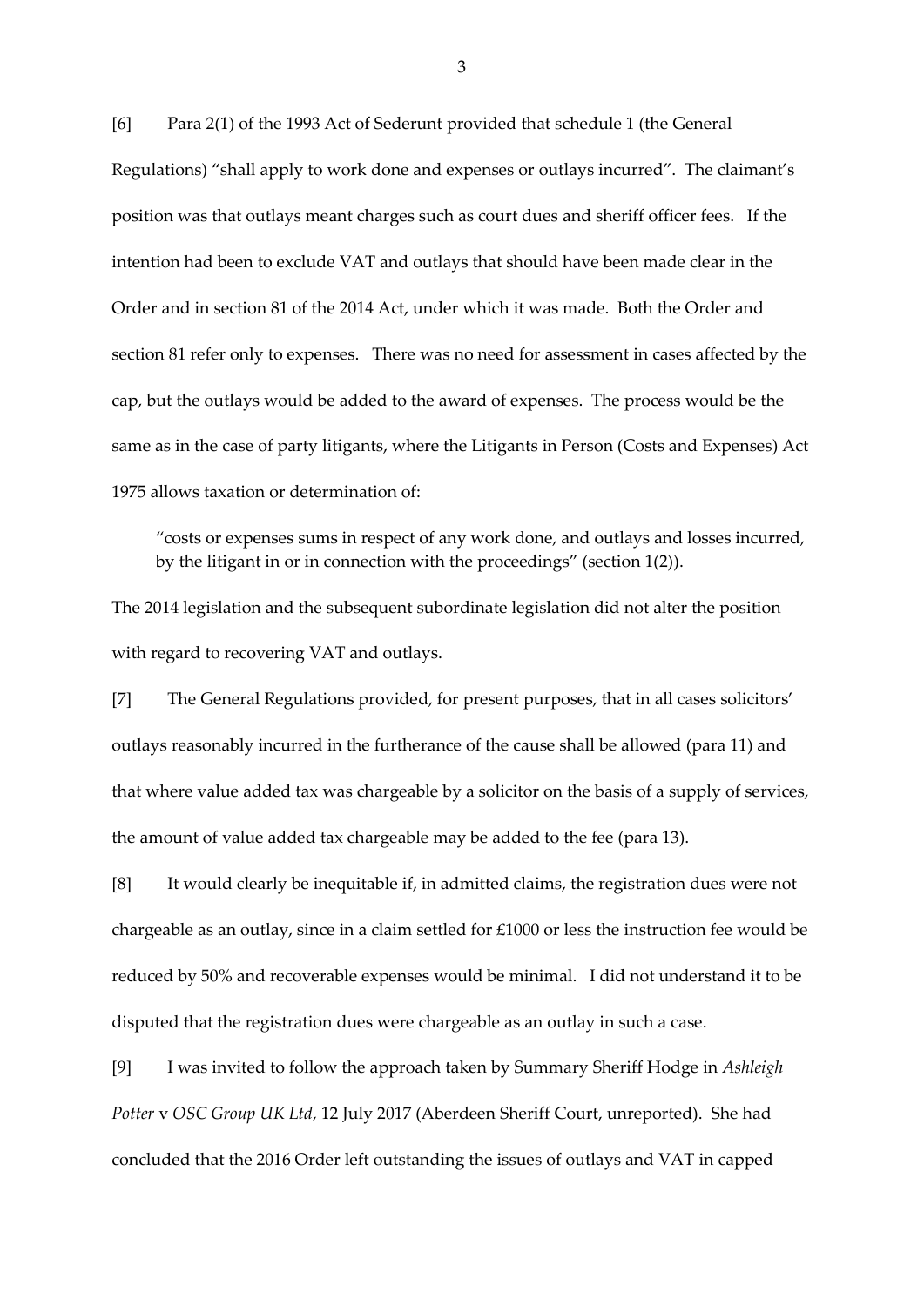[6] Para 2(1) of the 1993 Act of Sederunt provided that schedule 1 (the General Regulations) "shall apply to work done and expenses or outlays incurred". The claimant's position was that outlays meant charges such as court dues and sheriff officer fees. If the intention had been to exclude VAT and outlays that should have been made clear in the Order and in section 81 of the 2014 Act, under which it was made. Both the Order and section 81 refer only to expenses. There was no need for assessment in cases affected by the cap, but the outlays would be added to the award of expenses. The process would be the same as in the case of party litigants, where the Litigants in Person (Costs and Expenses) Act 1975 allows taxation or determination of:

> "costs or expenses sums in respect of any work done, and outlays and losses incurred, by the litigant in or in connection with the proceedings" (section 1(2)).

The 2014 legislation and the subsequent subordinate legislation did not alter the position with regard to recovering VAT and outlays.

[7] The General Regulations provided, for present purposes, that in all cases solicitors' outlays reasonably incurred in the furtherance of the cause shall be allowed (para 11) and that where value added tax was chargeable by a solicitor on the basis of a supply of services, the amount of value added tax chargeable may be added to the fee (para 13).

[8] It would clearly be inequitable if, in admitted claims, the registration dues were not chargeable as an outlay, since in a claim settled for £1000 or less the instruction fee would be reduced by 50% and recoverable expenses would be minimal. I did not understand it to be disputed that the registration dues were chargeable as an outlay in such a case.

[9] I was invited to follow the approach taken by Summary Sheriff Hodge in *Ashleigh Potter* v *OSC Group UK Ltd*, 12 July 2017 (Aberdeen Sheriff Court, unreported). She had concluded that the 2016 Order left outstanding the issues of outlays and VAT in capped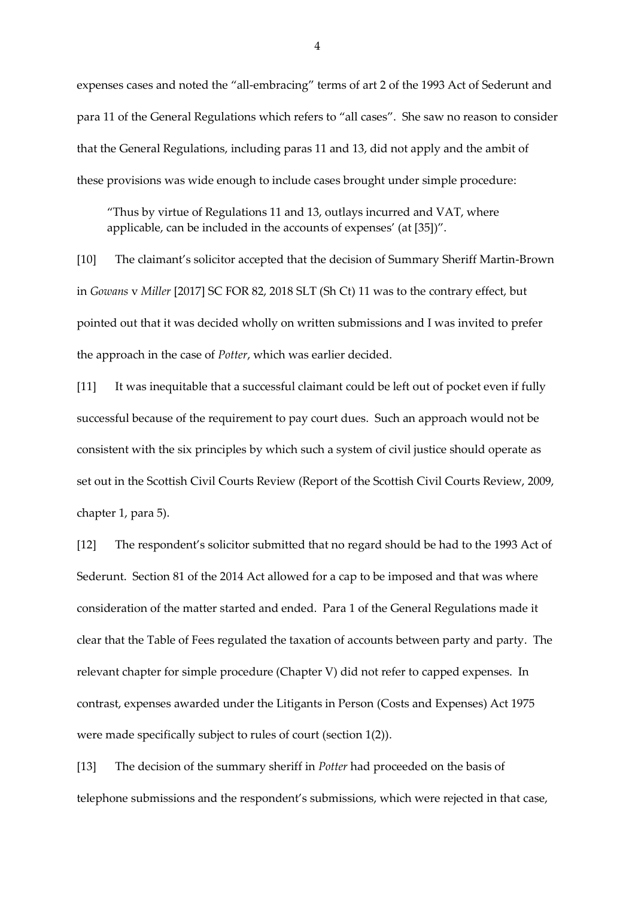expenses cases and noted the "all-embracing" terms of art 2 of the 1993 Act of Sederunt and para 11 of the General Regulations which refers to "all cases". She saw no reason to consider that the General Regulations, including paras 11 and 13, did not apply and the ambit of these provisions was wide enough to include cases brought under simple procedure:

> "Thus by virtue of Regulations 11 and 13, outlays incurred and VAT, where applicable, can be included in the accounts of expenses' (at [35])".

[10] The claimant's solicitor accepted that the decision of Summary Sheriff Martin-Brown in *Gowans* v *Miller* [2017] SC FOR 82, 2018 SLT (Sh Ct) 11 was to the contrary effect, but pointed out that it was decided wholly on written submissions and I was invited to prefer the approach in the case of *Potter*, which was earlier decided.

[11] It was inequitable that a successful claimant could be left out of pocket even if fully successful because of the requirement to pay court dues. Such an approach would not be consistent with the six principles by which such a system of civil justice should operate as set out in the Scottish Civil Courts Review (Report of the Scottish Civil Courts Review, 2009, chapter 1, para 5).

[12] The respondent's solicitor submitted that no regard should be had to the 1993 Act of Sederunt. Section 81 of the 2014 Act allowed for a cap to be imposed and that was where consideration of the matter started and ended. Para 1 of the General Regulations made it clear that the Table of Fees regulated the taxation of accounts between party and party. The relevant chapter for simple procedure (Chapter V) did not refer to capped expenses. In contrast, expenses awarded under the Litigants in Person (Costs and Expenses) Act 1975 were made specifically subject to rules of court (section 1(2)).

[13] The decision of the summary sheriff in *Potter* had proceeded on the basis of telephone submissions and the respondent's submissions, which were rejected in that case,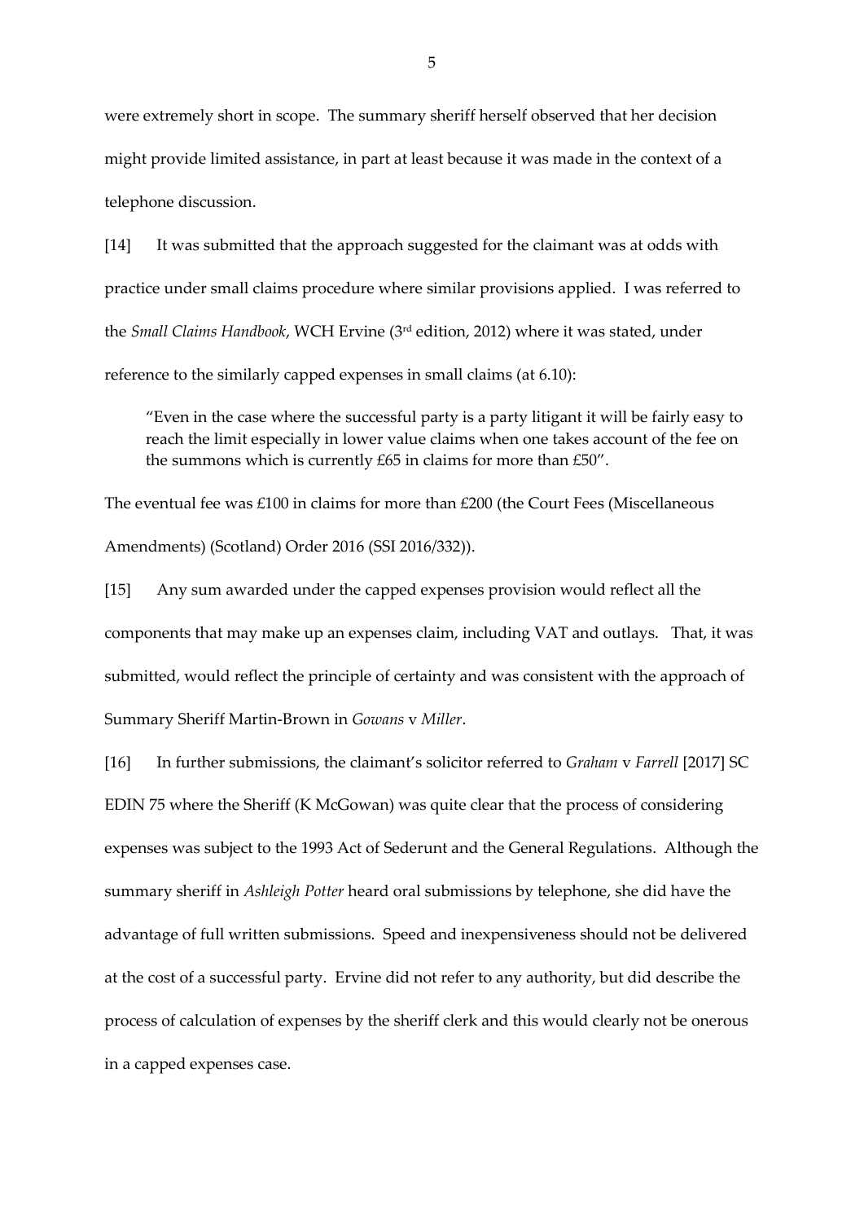were extremely short in scope. The summary sheriff herself observed that her decision might provide limited assistance, in part at least because it was made in the context of a telephone discussion.

[14] It was submitted that the approach suggested for the claimant was at odds with practice under small claims procedure where similar provisions applied. I was referred to the *Small Claims Handbook*, WCH Ervine (3rd edition, 2012) where it was stated, under reference to the similarly capped expenses in small claims (at 6.10):

> "Even in the case where the successful party is a party litigant it will be fairly easy to reach the limit especially in lower value claims when one takes account of the fee on the summons which is currently £65 in claims for more than £50".

The eventual fee was £100 in claims for more than £200 (the Court Fees (Miscellaneous Amendments) (Scotland) Order 2016 (SSI 2016/332)).

[15] Any sum awarded under the capped expenses provision would reflect all the components that may make up an expenses claim, including VAT and outlays. That, it was submitted, would reflect the principle of certainty and was consistent with the approach of Summary Sheriff Martin-Brown in *Gowans* v *Miller*.

[16] In further submissions, the claimant's solicitor referred to *Graham* v *Farrell* [2017] SC EDIN 75 where the Sheriff (K McGowan) was quite clear that the process of considering expenses was subject to the 1993 Act of Sederunt and the General Regulations. Although the summary sheriff in *Ashleigh Potter* heard oral submissions by telephone, she did have the advantage of full written submissions. Speed and inexpensiveness should not be delivered at the cost of a successful party. Ervine did not refer to any authority, but did describe the process of calculation of expenses by the sheriff clerk and this would clearly not be onerous in a capped expenses case.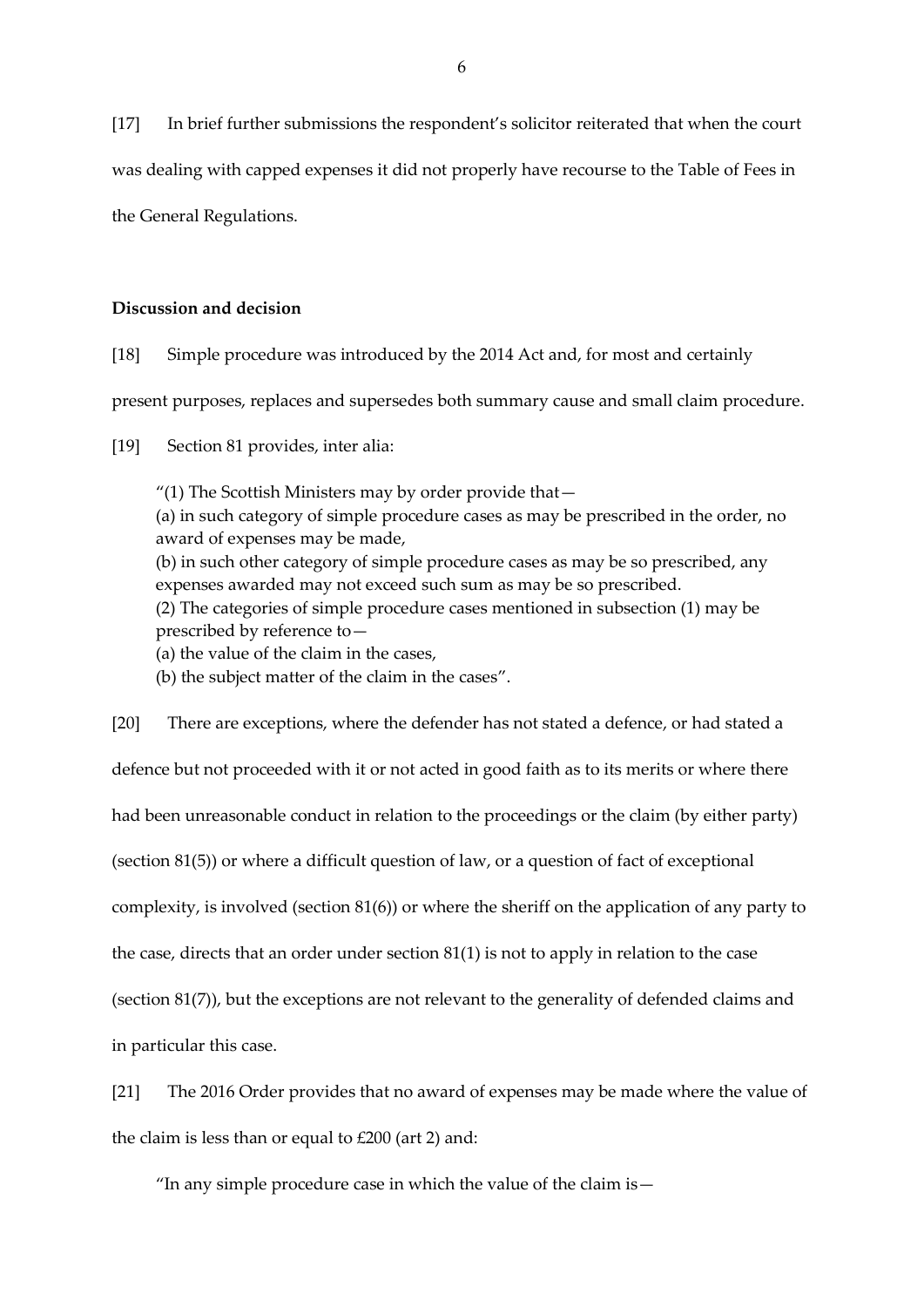[17] In brief further submissions the respondent's solicitor reiterated that when the court was dealing with capped expenses it did not properly have recourse to the Table of Fees in the General Regulations.

**Discussion and decision**

[18] Simple procedure was introduced by the 2014 Act and, for most and certainly present purposes, replaces and supersedes both summary cause and small claim procedure.

[19] Section 81 provides, inter alia:

> "(1) The Scottish Ministers may by order provide that—
> (a) in such category of simple procedure cases as may be prescribed in the order, no award of expenses may be made,
> (b) in such other category of simple procedure cases as may be so prescribed, any expenses awarded may not exceed such sum as may be so prescribed.
> (2) The categories of simple procedure cases mentioned in subsection (1) may be prescribed by reference to—
> (a) the value of the claim in the cases,
> (b) the subject matter of the claim in the cases".

[20] There are exceptions, where the defender has not stated a defence, or had stated a defence but not proceeded with it or not acted in good faith as to its merits or where there had been unreasonable conduct in relation to the proceedings or the claim (by either party) (section 81(5)) or where a difficult question of law, or a question of fact of exceptional complexity, is involved (section 81(6)) or where the sheriff on the application of any party to the case, directs that an order under section 81(1) is not to apply in relation to the case (section 81(7)), but the exceptions are not relevant to the generality of defended claims and in particular this case.

[21] The 2016 Order provides that no award of expenses may be made where the value of the claim is less than or equal to £200 (art 2) and:

> "In any simple procedure case in which the value of the claim is—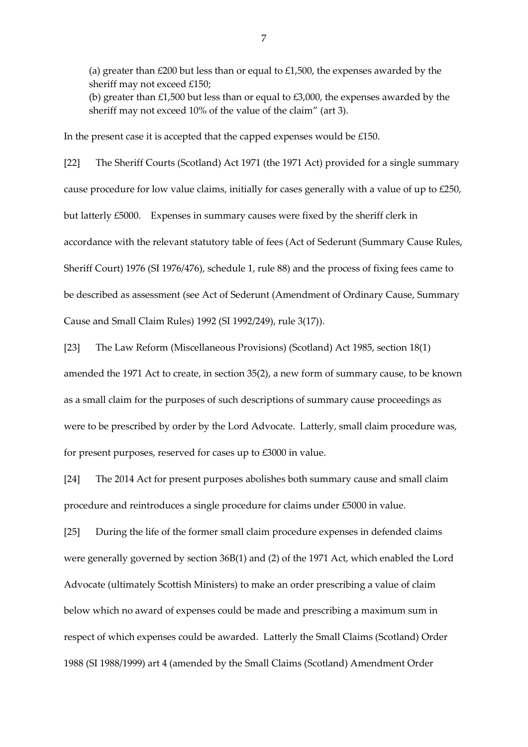(a) greater than £200 but less than or equal to £1,500, the expenses awarded by the sheriff may not exceed £150;
(b) greater than £1,500 but less than or equal to £3,000, the expenses awarded by the sheriff may not exceed 10% of the value of the claim" (art 3).

In the present case it is accepted that the capped expenses would be £150.

[22] The Sheriff Courts (Scotland) Act 1971 (the 1971 Act) provided for a single summary cause procedure for low value claims, initially for cases generally with a value of up to £250, but latterly £5000. Expenses in summary causes were fixed by the sheriff clerk in accordance with the relevant statutory table of fees (Act of Sederunt (Summary Cause Rules, Sheriff Court) 1976 (SI 1976/476), schedule 1, rule 88) and the process of fixing fees came to be described as assessment (see Act of Sederunt (Amendment of Ordinary Cause, Summary Cause and Small Claim Rules) 1992 (SI 1992/249), rule 3(17)).

[23] The Law Reform (Miscellaneous Provisions) (Scotland) Act 1985, section 18(1) amended the 1971 Act to create, in section 35(2), a new form of summary cause, to be known as a small claim for the purposes of such descriptions of summary cause proceedings as were to be prescribed by order by the Lord Advocate. Latterly, small claim procedure was, for present purposes, reserved for cases up to £3000 in value.

[24] The 2014 Act for present purposes abolishes both summary cause and small claim procedure and reintroduces a single procedure for claims under £5000 in value.

[25] During the life of the former small claim procedure expenses in defended claims were generally governed by section 36B(1) and (2) of the 1971 Act, which enabled the Lord Advocate (ultimately Scottish Ministers) to make an order prescribing a value of claim below which no award of expenses could be made and prescribing a maximum sum in respect of which expenses could be awarded. Latterly the Small Claims (Scotland) Order 1988 (SI 1988/1999) art 4 (amended by the Small Claims (Scotland) Amendment Order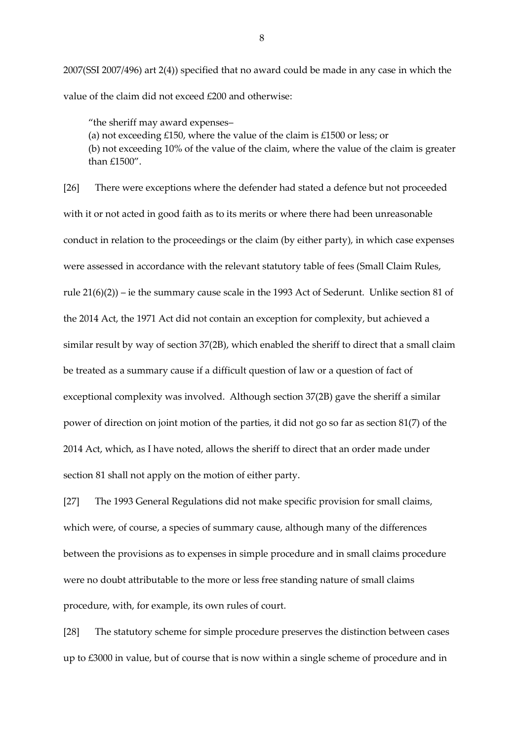2007(SSI 2007/496) art 2(4)) specified that no award could be made in any case in which the value of the claim did not exceed £200 and otherwise:

> "the sheriff may award expenses–
> (a) not exceeding £150, where the value of the claim is £1500 or less; or
> (b) not exceeding 10% of the value of the claim, where the value of the claim is greater than £1500".

[26] There were exceptions where the defender had stated a defence but not proceeded with it or not acted in good faith as to its merits or where there had been unreasonable conduct in relation to the proceedings or the claim (by either party), in which case expenses were assessed in accordance with the relevant statutory table of fees (Small Claim Rules, rule 21(6)(2)) – ie the summary cause scale in the 1993 Act of Sederunt. Unlike section 81 of the 2014 Act, the 1971 Act did not contain an exception for complexity, but achieved a similar result by way of section 37(2B), which enabled the sheriff to direct that a small claim be treated as a summary cause if a difficult question of law or a question of fact of exceptional complexity was involved. Although section 37(2B) gave the sheriff a similar power of direction on joint motion of the parties, it did not go so far as section 81(7) of the 2014 Act, which, as I have noted, allows the sheriff to direct that an order made under section 81 shall not apply on the motion of either party.

[27] The 1993 General Regulations did not make specific provision for small claims, which were, of course, a species of summary cause, although many of the differences between the provisions as to expenses in simple procedure and in small claims procedure were no doubt attributable to the more or less free standing nature of small claims procedure, with, for example, its own rules of court.

[28] The statutory scheme for simple procedure preserves the distinction between cases up to £3000 in value, but of course that is now within a single scheme of procedure and in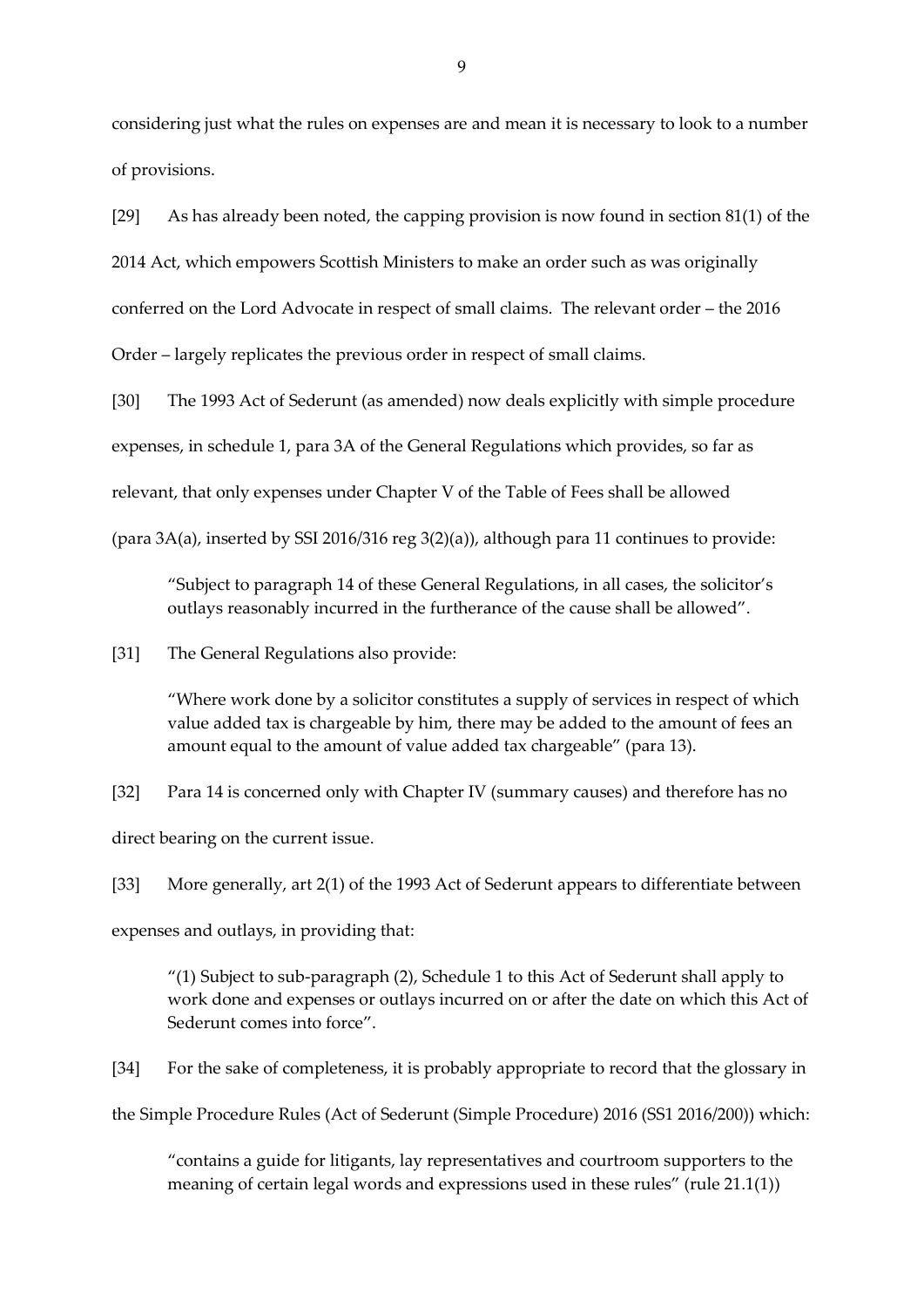considering just what the rules on expenses are and mean it is necessary to look to a number of provisions.

[29] As has already been noted, the capping provision is now found in section 81(1) of the 2014 Act, which empowers Scottish Ministers to make an order such as was originally conferred on the Lord Advocate in respect of small claims. The relevant order – the 2016 Order – largely replicates the previous order in respect of small claims.

[30] The 1993 Act of Sederunt (as amended) now deals explicitly with simple procedure expenses, in schedule 1, para 3A of the General Regulations which provides, so far as relevant, that only expenses under Chapter V of the Table of Fees shall be allowed (para 3A(a), inserted by SSI 2016/316 reg 3(2)(a)), although para 11 continues to provide:

> "Subject to paragraph 14 of these General Regulations, in all cases, the solicitor's outlays reasonably incurred in the furtherance of the cause shall be allowed".

[31] The General Regulations also provide:

> "Where work done by a solicitor constitutes a supply of services in respect of which value added tax is chargeable by him, there may be added to the amount of fees an amount equal to the amount of value added tax chargeable" (para 13).

[32] Para 14 is concerned only with Chapter IV (summary causes) and therefore has no direct bearing on the current issue.

[33] More generally, art 2(1) of the 1993 Act of Sederunt appears to differentiate between expenses and outlays, in providing that:

> "(1) Subject to sub-paragraph (2), Schedule 1 to this Act of Sederunt shall apply to work done and expenses or outlays incurred on or after the date on which this Act of Sederunt comes into force".

[34] For the sake of completeness, it is probably appropriate to record that the glossary in the Simple Procedure Rules (Act of Sederunt (Simple Procedure) 2016 (SS1 2016/200)) which:

> "contains a guide for litigants, lay representatives and courtroom supporters to the meaning of certain legal words and expressions used in these rules" (rule 21.1(1))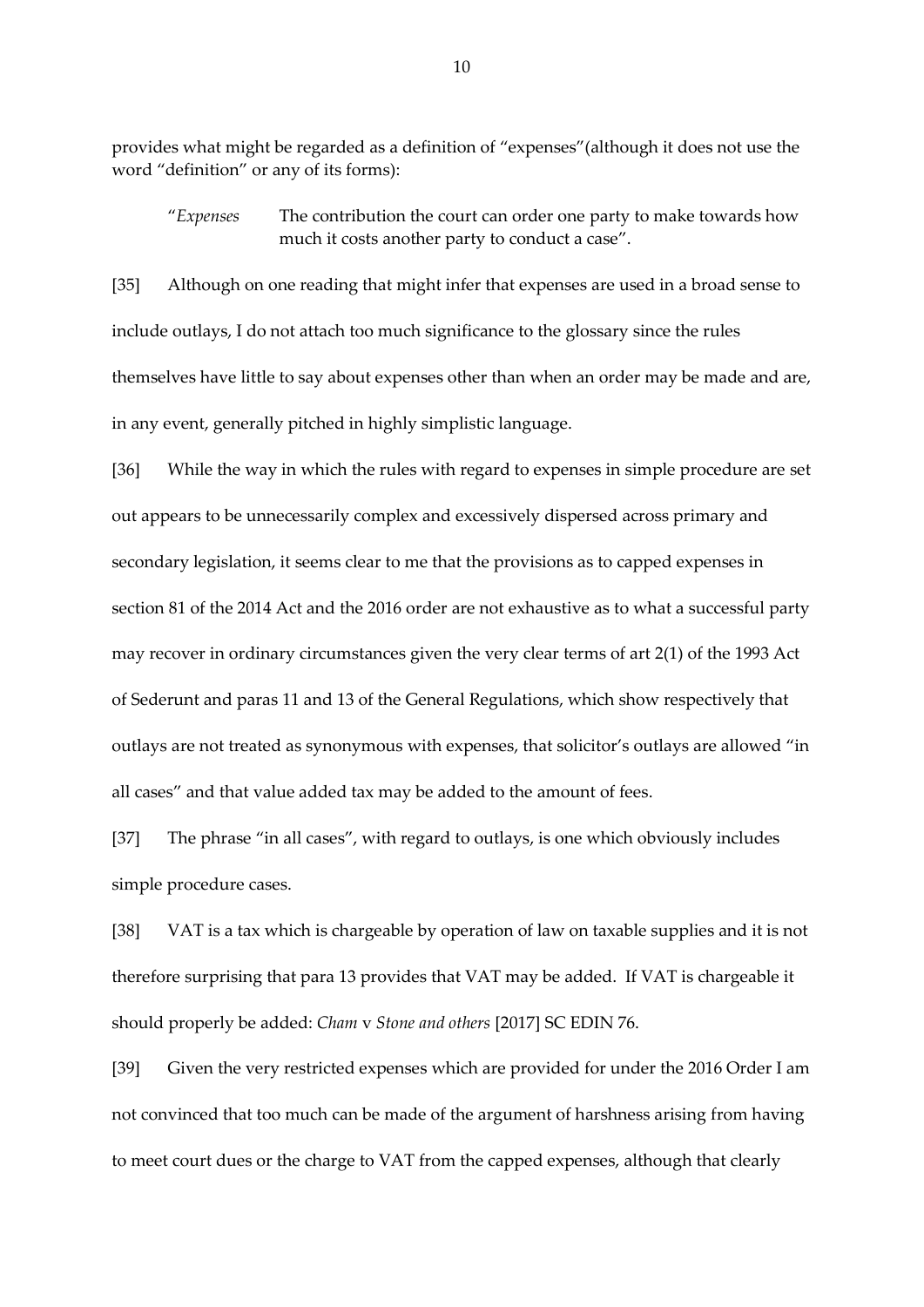provides what might be regarded as a definition of "expenses"(although it does not use the word "definition" or any of its forms):

> "*Expenses* The contribution the court can order one party to make towards how much it costs another party to conduct a case".

[35] Although on one reading that might infer that expenses are used in a broad sense to include outlays, I do not attach too much significance to the glossary since the rules themselves have little to say about expenses other than when an order may be made and are, in any event, generally pitched in highly simplistic language.

[36] While the way in which the rules with regard to expenses in simple procedure are set out appears to be unnecessarily complex and excessively dispersed across primary and secondary legislation, it seems clear to me that the provisions as to capped expenses in section 81 of the 2014 Act and the 2016 order are not exhaustive as to what a successful party may recover in ordinary circumstances given the very clear terms of art 2(1) of the 1993 Act of Sederunt and paras 11 and 13 of the General Regulations, which show respectively that outlays are not treated as synonymous with expenses, that solicitor's outlays are allowed "in all cases" and that value added tax may be added to the amount of fees.

[37] The phrase "in all cases", with regard to outlays, is one which obviously includes simple procedure cases.

[38] VAT is a tax which is chargeable by operation of law on taxable supplies and it is not therefore surprising that para 13 provides that VAT may be added. If VAT is chargeable it should properly be added: *Cham* v *Stone and others* [2017] SC EDIN 76.

[39] Given the very restricted expenses which are provided for under the 2016 Order I am not convinced that too much can be made of the argument of harshness arising from having to meet court dues or the charge to VAT from the capped expenses, although that clearly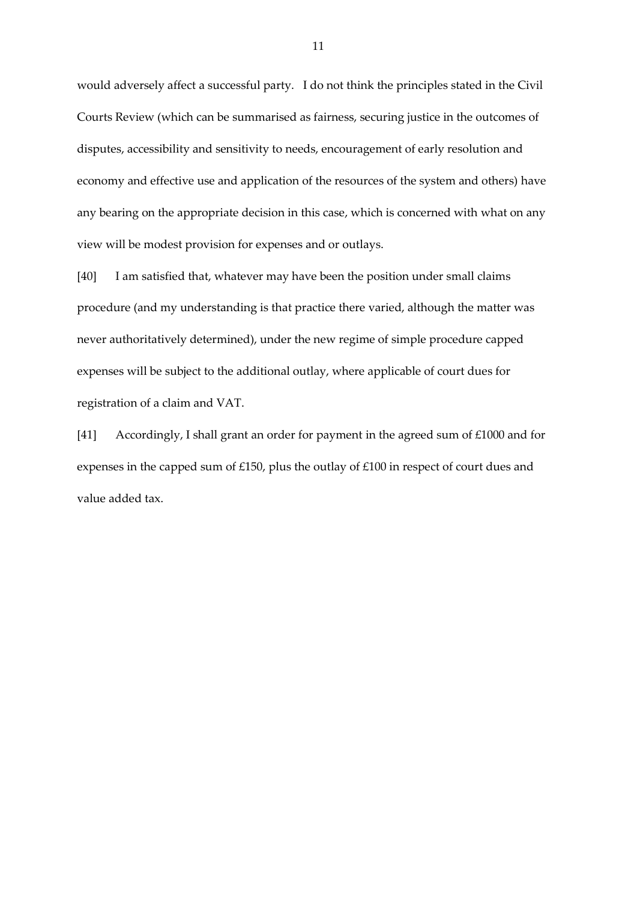would adversely affect a successful party. I do not think the principles stated in the Civil Courts Review (which can be summarised as fairness, securing justice in the outcomes of disputes, accessibility and sensitivity to needs, encouragement of early resolution and economy and effective use and application of the resources of the system and others) have any bearing on the appropriate decision in this case, which is concerned with what on any view will be modest provision for expenses and or outlays.

[40] I am satisfied that, whatever may have been the position under small claims procedure (and my understanding is that practice there varied, although the matter was never authoritatively determined), under the new regime of simple procedure capped expenses will be subject to the additional outlay, where applicable of court dues for registration of a claim and VAT.

[41] Accordingly, I shall grant an order for payment in the agreed sum of £1000 and for expenses in the capped sum of £150, plus the outlay of £100 in respect of court dues and value added tax.